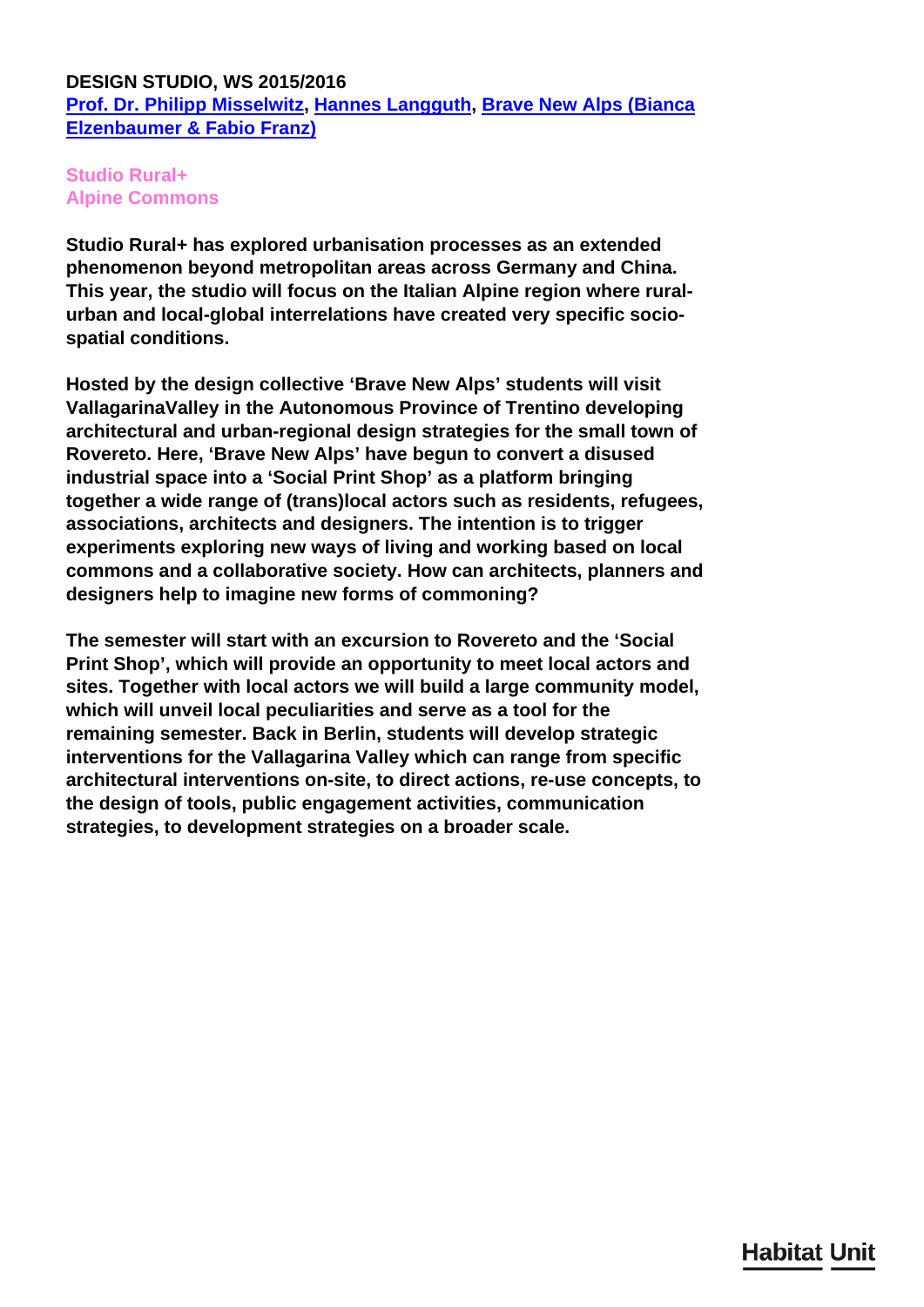**DESIGN STUDIO, WS 2015/2016**
**Prof. Dr. Philipp Misselwitz, Hannes Langguth, Brave New Alps (Bianca Elzenbaumer & Fabio Franz)**

## Studio Rural+
## Alpine Commons

**Studio Rural+ has explored urbanisation processes as an extended phenomenon beyond metropolitan areas across Germany and China. This year, the studio will focus on the Italian Alpine region where rural-urban and local-global interrelations have created very specific socio-spatial conditions.**

**Hosted by the design collective 'Brave New Alps' students will visit VallagarinaValley in the Autonomous Province of Trentino developing architectural and urban-regional design strategies for the small town of Rovereto. Here, 'Brave New Alps' have begun to convert a disused industrial space into a 'Social Print Shop' as a platform bringing together a wide range of (trans)local actors such as residents, refugees, associations, architects and designers. The intention is to trigger experiments exploring new ways of living and working based on local commons and a collaborative society. How can architects, planners and designers help to imagine new forms of commoning?**

**The semester will start with an excursion to Rovereto and the 'Social Print Shop', which will provide an opportunity to meet local actors and sites. Together with local actors we will build a large community model, which will unveil local peculiarities and serve as a tool for the remaining semester. Back in Berlin, students will develop strategic interventions for the Vallagarina Valley which can range from specific architectural interventions on-site, to direct actions, re-use concepts, to the design of tools, public engagement activities, communication strategies, to development strategies on a broader scale.**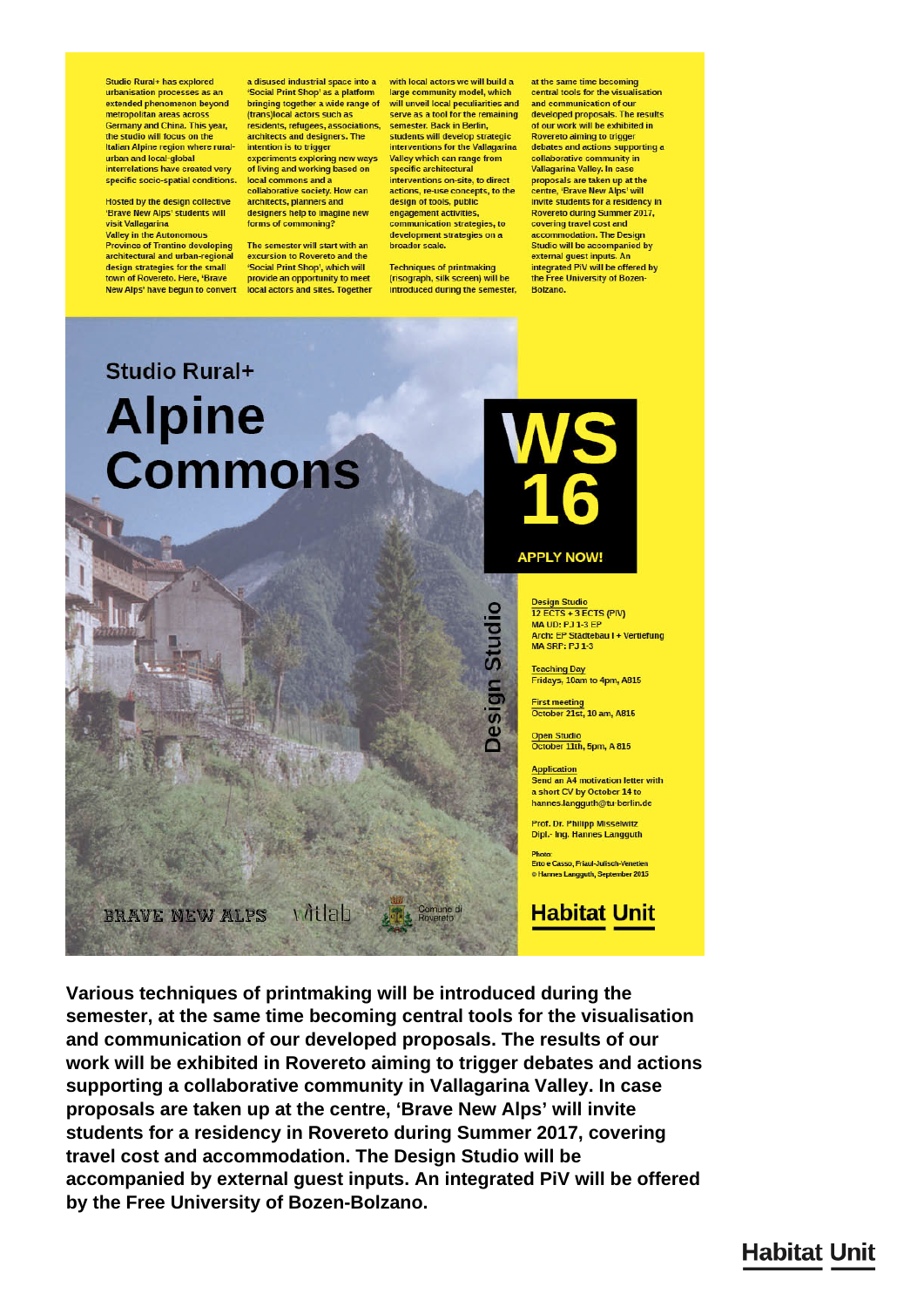Studio Rural+ has explored urbanisation processes as an extended phenomenon beyond metropolitan areas across Germany and China. This year, the studio will focus on the Italian Alpine region where rural-urban and local-global interrelations have created very specific socio-spatial conditions.

Hosted by the design collective 'Brave New Alps' students will visit Vallagarina Valley in the Autonomous Province of Trentino developing architectural and urban-regional design strategies for the small town of Rovereto. Here, 'Brave New Alps' have begun to convert a disused industrial space into a 'Social Print Shop' as a platform bringing together a wide range of (trans)local actors such as residents, refugees, associations, architects and designers. The intention is to trigger experiments exploring new ways of living and working based on local commons and a collaborative society. How can architects, planners and designers help to imagine new forms of commoning?

The semester will start with an excursion to Rovereto and the 'Social Print Shop', which will provide an opportunity to meet local actors and sites. Together with local actors we will build a large community model, which will unveil local peculiarities and serve as a tool for the remaining semester. Back in Berlin, students will develop strategic interventions for the Vallagarina Valley which can range from specific architectural interventions on-site, to direct actions, re-use concepts, to the design of tools, public engagement activities, communication strategies, to development strategies on a broader scale.

Techniques of printmaking (risograph, silk screen) will be introduced during the semester, at the same time becoming central tools for the visualisation and communication of our developed proposals. The results of our work will be exhibited in Rovereto aiming to trigger debates and actions supporting a collaborative community in Vallagarina Valley. In case proposals are taken up at the centre, 'Brave New Alps' will invite students for a residency in Rovereto during Summer 2017, covering travel cost and accommodation. The Design Studio will be accompanied by external guest inputs. An integrated PiV will be offered by the Free University of Bozen-Bolzano.

## Studio Rural+

# Alpine Commons

**WS 16**

**APPLY NOW!**

Design Studio

Design Studio
12 ECTS + 3 ECTS (PiV)
MA UD: PJ 1-3 EP
Arch: EP Städtebau I + Vertiefung
MA SRP: PJ 1-3

Teaching Day
Fridays, 10am to 4pm, A815

First meeting
October 21st, 10 am, A816

Open Studio
October 11th, 5pm, A 815

Application
Send an A4 motivation letter with a short CV by October 14 to hannes.langguth@tu-berlin.de

Prof. Dr. Philipp Misselwitz
Dipl.- Ing. Hannes Langguth

Photo:
Erto e Casso, Friaul-Julisch-Venetien
© Hannes Langguth, September 2015

BRAVE NEW ALPS · vitlab · Comune di Rovereto

**Habitat Unit**

**Various techniques of printmaking will be introduced during the semester, at the same time becoming central tools for the visualisation and communication of our developed proposals. The results of our work will be exhibited in Rovereto aiming to trigger debates and actions supporting a collaborative community in Vallagarina Valley. In case proposals are taken up at the centre, 'Brave New Alps' will invite students for a residency in Rovereto during Summer 2017, covering travel cost and accommodation. The Design Studio will be accompanied by external guest inputs. An integrated PiV will be offered by the Free University of Bozen-Bolzano.**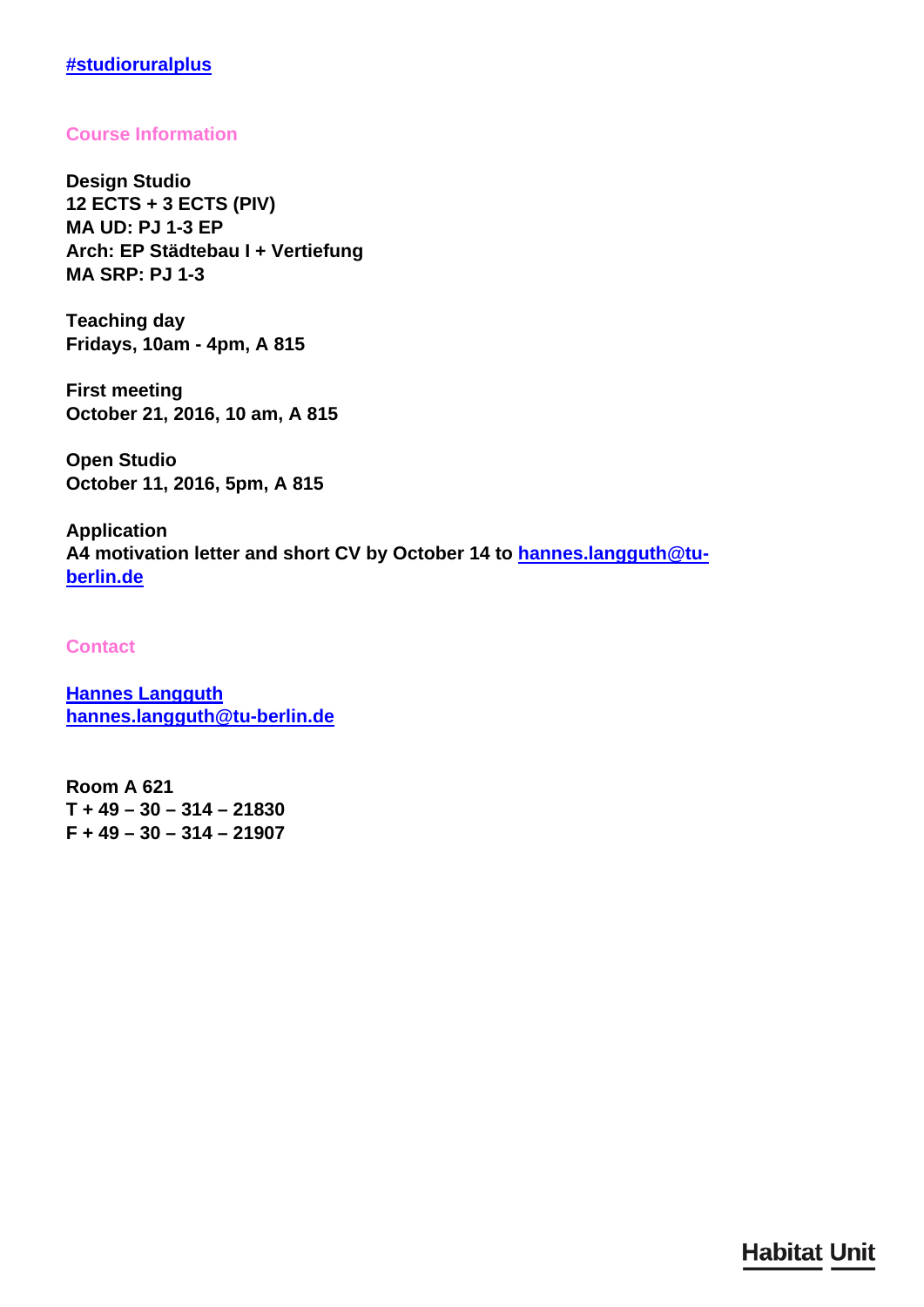**[#studioruralplus]()**

## Course Information

**Design Studio**
**12 ECTS + 3 ECTS (PIV)**
**MA UD: PJ 1-3 EP**
**Arch: EP Städtebau I + Vertiefung**
**MA SRP: PJ 1-3**

**Teaching day**
**Fridays, 10am - 4pm, A 815**

**First meeting**
**October 21, 2016, 10 am, A 815**

**Open Studio**
**October 11, 2016, 5pm, A 815**

**Application**
**A4 motivation letter and short CV by October 14 to hannes.langguth@tu-berlin.de**

## Contact

**Hannes Langguth**
**hannes.langguth@tu-berlin.de**

**Room A 621**
**T + 49 – 30 – 314 – 21830**
**F + 49 – 30 – 314 – 21907**

**Habitat Unit**